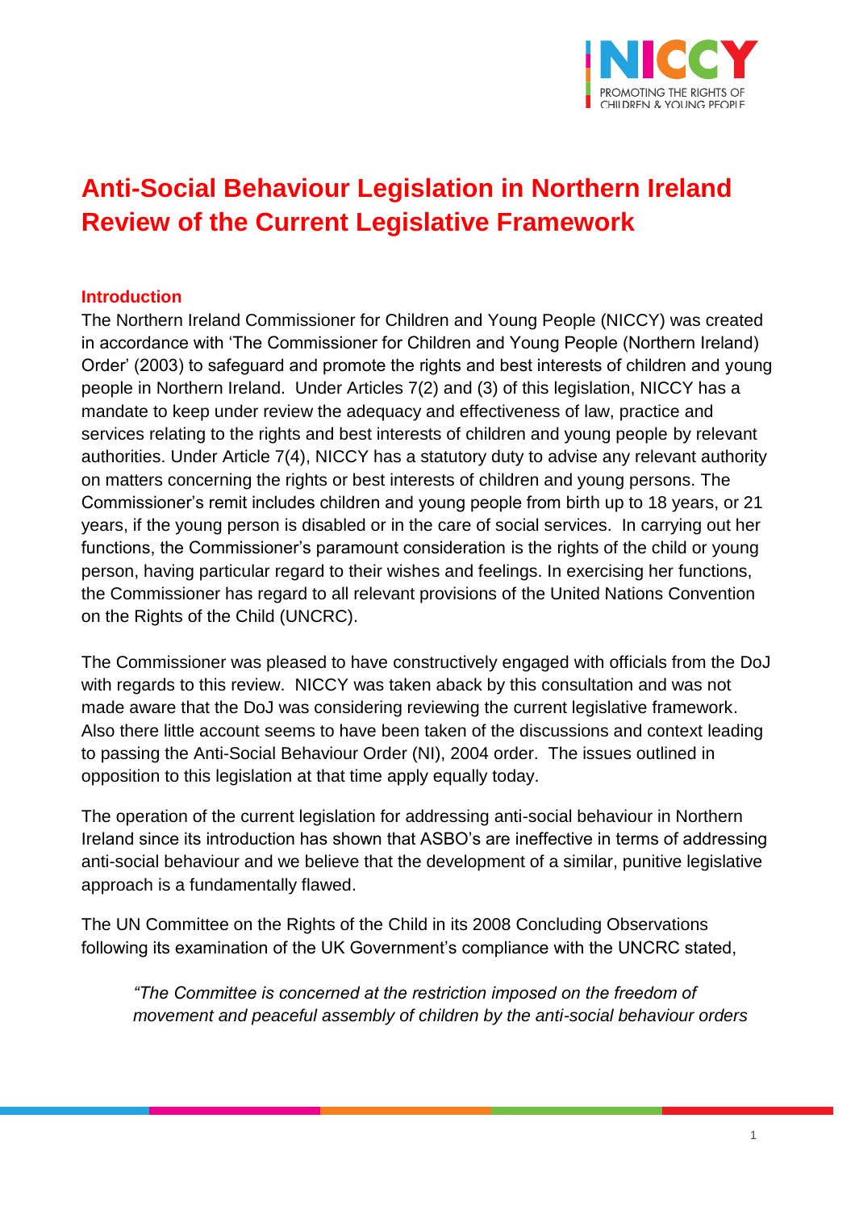# Anti-Social Behaviour Legislation in Northern Ireland Review of the Current Legislative Framework

## Introduction

The Northern Ireland Commissioner for Children and Young People (NICCY) was created in accordance with 'The Commissioner for Children and Young People (Northern Ireland) Order' (2003) to safeguard and promote the rights and best interests of children and young people in Northern Ireland. Under Articles 7(2) and (3) of this legislation, NICCY has a mandate to keep under review the adequacy and effectiveness of law, practice and services relating to the rights and best interests of children and young people by relevant authorities. Under Article 7(4), NICCY has a statutory duty to advise any relevant authority on matters concerning the rights or best interests of children and young persons. The Commissioner's remit includes children and young people from birth up to 18 years, or 21 years, if the young person is disabled or in the care of social services. In carrying out her functions, the Commissioner's paramount consideration is the rights of the child or young person, having particular regard to their wishes and feelings. In exercising her functions, the Commissioner has regard to all relevant provisions of the United Nations Convention on the Rights of the Child (UNCRC).

The Commissioner was pleased to have constructively engaged with officials from the DoJ with regards to this review. NICCY was taken aback by this consultation and was not made aware that the DoJ was considering reviewing the current legislative framework. Also there little account seems to have been taken of the discussions and context leading to passing the Anti-Social Behaviour Order (NI), 2004 order. The issues outlined in opposition to this legislation at that time apply equally today.

The operation of the current legislation for addressing anti-social behaviour in Northern Ireland since its introduction has shown that ASBO's are ineffective in terms of addressing anti-social behaviour and we believe that the development of a similar, punitive legislative approach is a fundamentally flawed.

The UN Committee on the Rights of the Child in its 2008 Concluding Observations following its examination of the UK Government's compliance with the UNCRC stated,

> *"The Committee is concerned at the restriction imposed on the freedom of movement and peaceful assembly of children by the anti-social behaviour orders*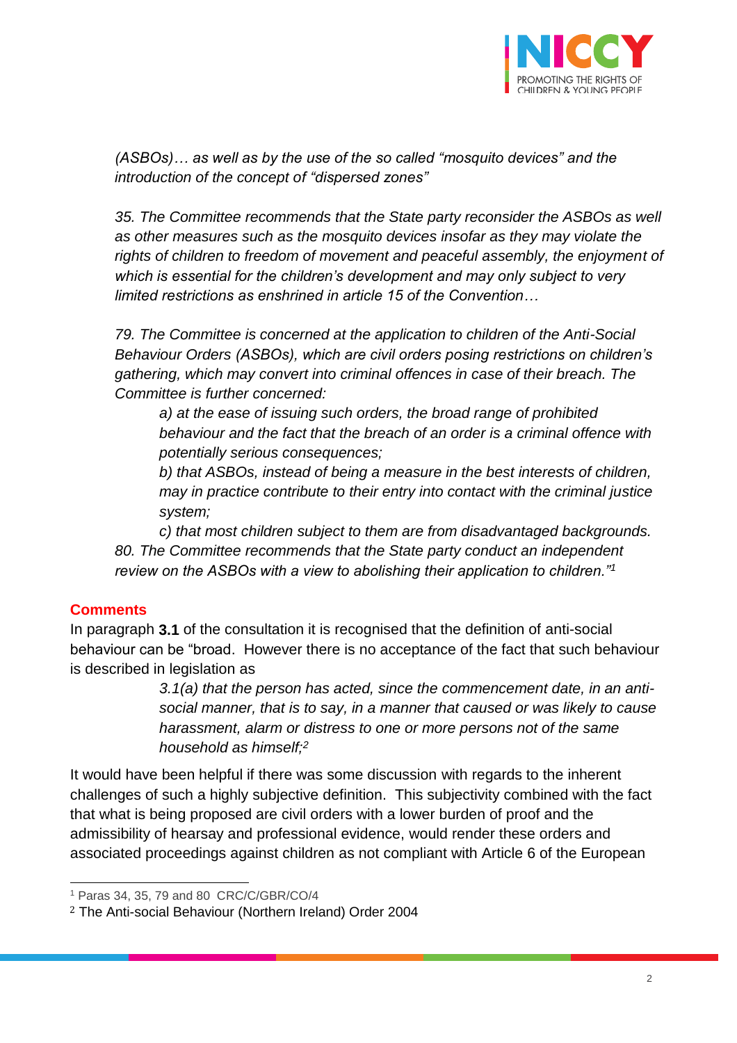*(ASBOs)… as well as by the use of the so called "mosquito devices" and the introduction of the concept of "dispersed zones"*

*35. The Committee recommends that the State party reconsider the ASBOs as well as other measures such as the mosquito devices insofar as they may violate the rights of children to freedom of movement and peaceful assembly, the enjoyment of which is essential for the children's development and may only subject to very limited restrictions as enshrined in article 15 of the Convention…*

*79. The Committee is concerned at the application to children of the Anti-Social Behaviour Orders (ASBOs), which are civil orders posing restrictions on children's gathering, which may convert into criminal offences in case of their breach. The Committee is further concerned:*

> *a) at the ease of issuing such orders, the broad range of prohibited behaviour and the fact that the breach of an order is a criminal offence with potentially serious consequences;*
>
> *b) that ASBOs, instead of being a measure in the best interests of children, may in practice contribute to their entry into contact with the criminal justice system;*
>
> *c) that most children subject to them are from disadvantaged backgrounds.*

*80. The Committee recommends that the State party conduct an independent review on the ASBOs with a view to abolishing their application to children."*[1]

## Comments

In paragraph **3.1** of the consultation it is recognised that the definition of anti-social behaviour can be "broad. However there is no acceptance of the fact that such behaviour is described in legislation as

> *3.1(a) that the person has acted, since the commencement date, in an anti-social manner, that is to say, in a manner that caused or was likely to cause harassment, alarm or distress to one or more persons not of the same household as himself;*[2]

It would have been helpful if there was some discussion with regards to the inherent challenges of such a highly subjective definition. This subjectivity combined with the fact that what is being proposed are civil orders with a lower burden of proof and the admissibility of hearsay and professional evidence, would render these orders and associated proceedings against children as not compliant with Article 6 of the European

---

[1] Paras 34, 35, 79 and 80 CRC/C/GBR/CO/4

[2] The Anti-social Behaviour (Northern Ireland) Order 2004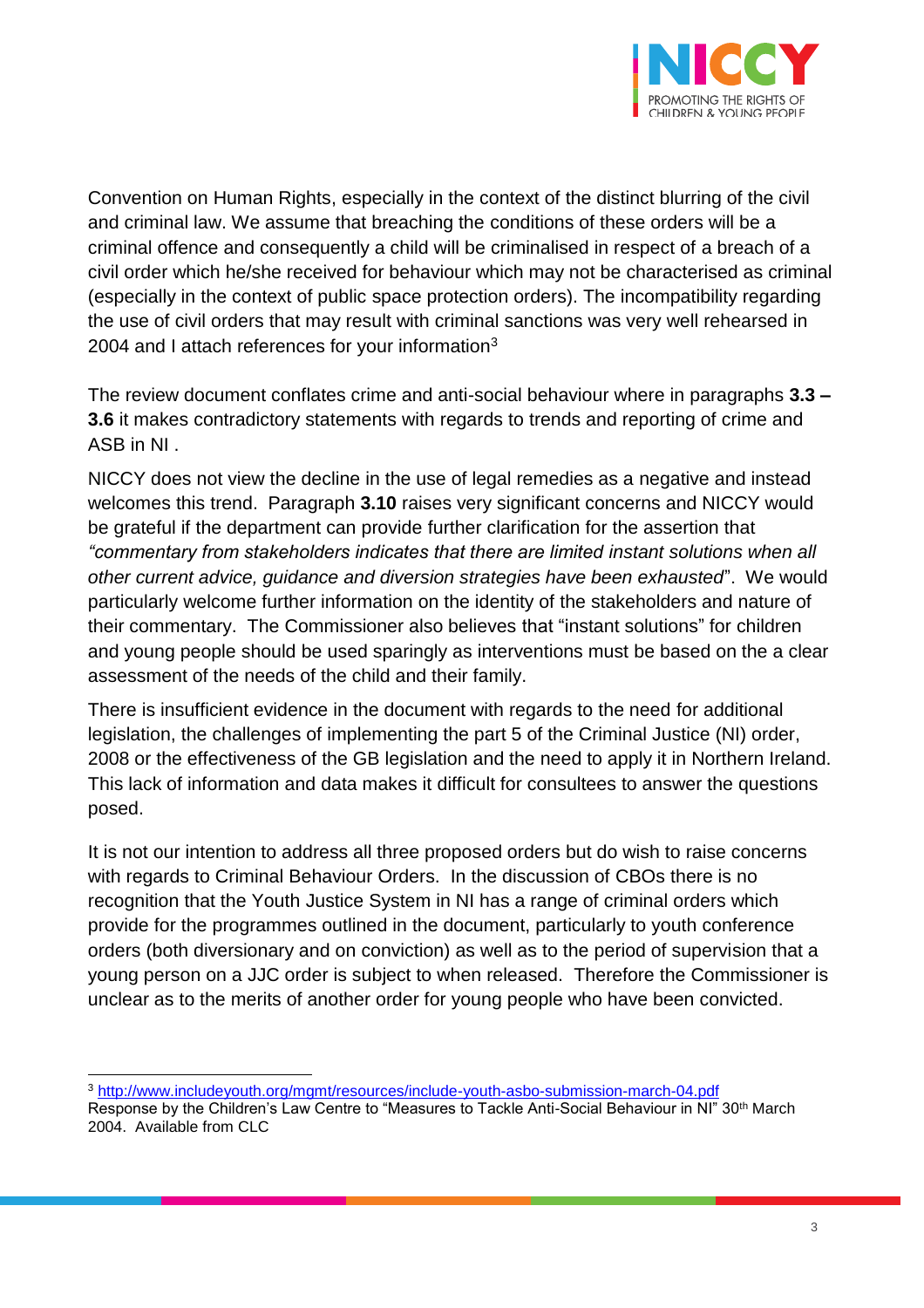Convention on Human Rights, especially in the context of the distinct blurring of the civil and criminal law. We assume that breaching the conditions of these orders will be a criminal offence and consequently a child will be criminalised in respect of a breach of a civil order which he/she received for behaviour which may not be characterised as criminal (especially in the context of public space protection orders). The incompatibility regarding the use of civil orders that may result with criminal sanctions was very well rehearsed in 2004 and I attach references for your information[3]

The review document conflates crime and anti-social behaviour where in paragraphs **3.3 – 3.6** it makes contradictory statements with regards to trends and reporting of crime and ASB in NI .

NICCY does not view the decline in the use of legal remedies as a negative and instead welcomes this trend. Paragraph **3.10** raises very significant concerns and NICCY would be grateful if the department can provide further clarification for the assertion that *"commentary from stakeholders indicates that there are limited instant solutions when all other current advice, guidance and diversion strategies have been exhausted*". We would particularly welcome further information on the identity of the stakeholders and nature of their commentary. The Commissioner also believes that "instant solutions" for children and young people should be used sparingly as interventions must be based on the a clear assessment of the needs of the child and their family.

There is insufficient evidence in the document with regards to the need for additional legislation, the challenges of implementing the part 5 of the Criminal Justice (NI) order, 2008 or the effectiveness of the GB legislation and the need to apply it in Northern Ireland. This lack of information and data makes it difficult for consultees to answer the questions posed.

It is not our intention to address all three proposed orders but do wish to raise concerns with regards to Criminal Behaviour Orders. In the discussion of CBOs there is no recognition that the Youth Justice System in NI has a range of criminal orders which provide for the programmes outlined in the document, particularly to youth conference orders (both diversionary and on conviction) as well as to the period of supervision that a young person on a JJC order is subject to when released. Therefore the Commissioner is unclear as to the merits of another order for young people who have been convicted.

---

[3] http://www.includeyouth.org/mgmt/resources/include-youth-asbo-submission-march-04.pdf
Response by the Children's Law Centre to "Measures to Tackle Anti-Social Behaviour in NI" 30th March 2004. Available from CLC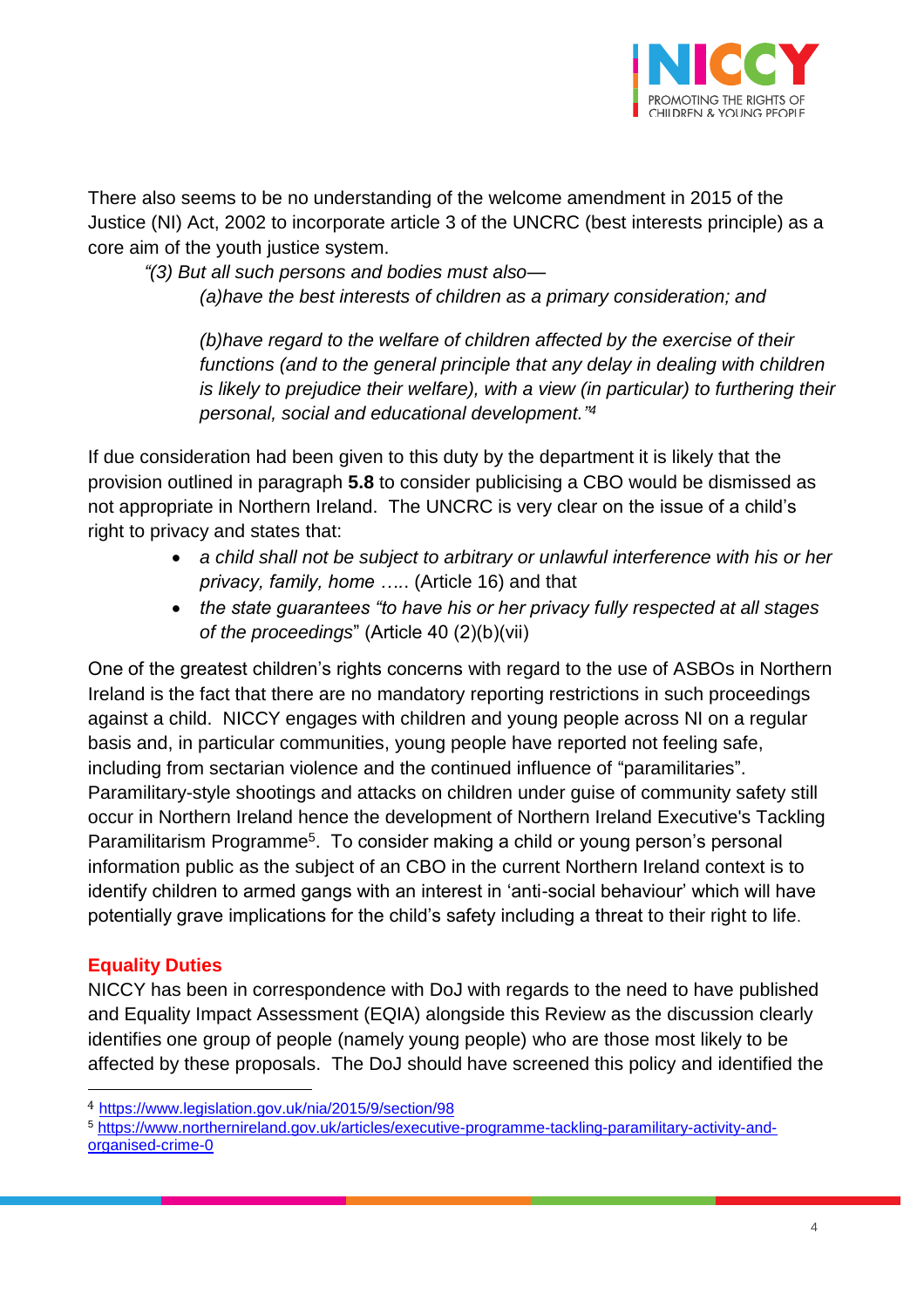There also seems to be no understanding of the welcome amendment in 2015 of the Justice (NI) Act, 2002 to incorporate article 3 of the UNCRC (best interests principle) as a core aim of the youth justice system.

> *"(3) But all such persons and bodies must also—*
>
> *(a)have the best interests of children as a primary consideration; and*
>
> *(b)have regard to the welfare of children affected by the exercise of their functions (and to the general principle that any delay in dealing with children is likely to prejudice their welfare), with a view (in particular) to furthering their personal, social and educational development."*[4]

If due consideration had been given to this duty by the department it is likely that the provision outlined in paragraph **5.8** to consider publicising a CBO would be dismissed as not appropriate in Northern Ireland. The UNCRC is very clear on the issue of a child's right to privacy and states that:

- *a child shall not be subject to arbitrary or unlawful interference with his or her privacy, family, home …..* (Article 16) and that
- *the state guarantees "to have his or her privacy fully respected at all stages of the proceedings*" (Article 40 (2)(b)(vii)

One of the greatest children's rights concerns with regard to the use of ASBOs in Northern Ireland is the fact that there are no mandatory reporting restrictions in such proceedings against a child. NICCY engages with children and young people across NI on a regular basis and, in particular communities, young people have reported not feeling safe, including from sectarian violence and the continued influence of "paramilitaries". Paramilitary-style shootings and attacks on children under guise of community safety still occur in Northern Ireland hence the development of Northern Ireland Executive's Tackling Paramilitarism Programme[5]. To consider making a child or young person's personal information public as the subject of an CBO in the current Northern Ireland context is to identify children to armed gangs with an interest in 'anti-social behaviour' which will have potentially grave implications for the child's safety including a threat to their right to life.

## Equality Duties

NICCY has been in correspondence with DoJ with regards to the need to have published and Equality Impact Assessment (EQIA) alongside this Review as the discussion clearly identifies one group of people (namely young people) who are those most likely to be affected by these proposals. The DoJ should have screened this policy and identified the

---

[4] https://www.legislation.gov.uk/nia/2015/9/section/98

[5] https://www.northernireland.gov.uk/articles/executive-programme-tackling-paramilitary-activity-and-organised-crime-0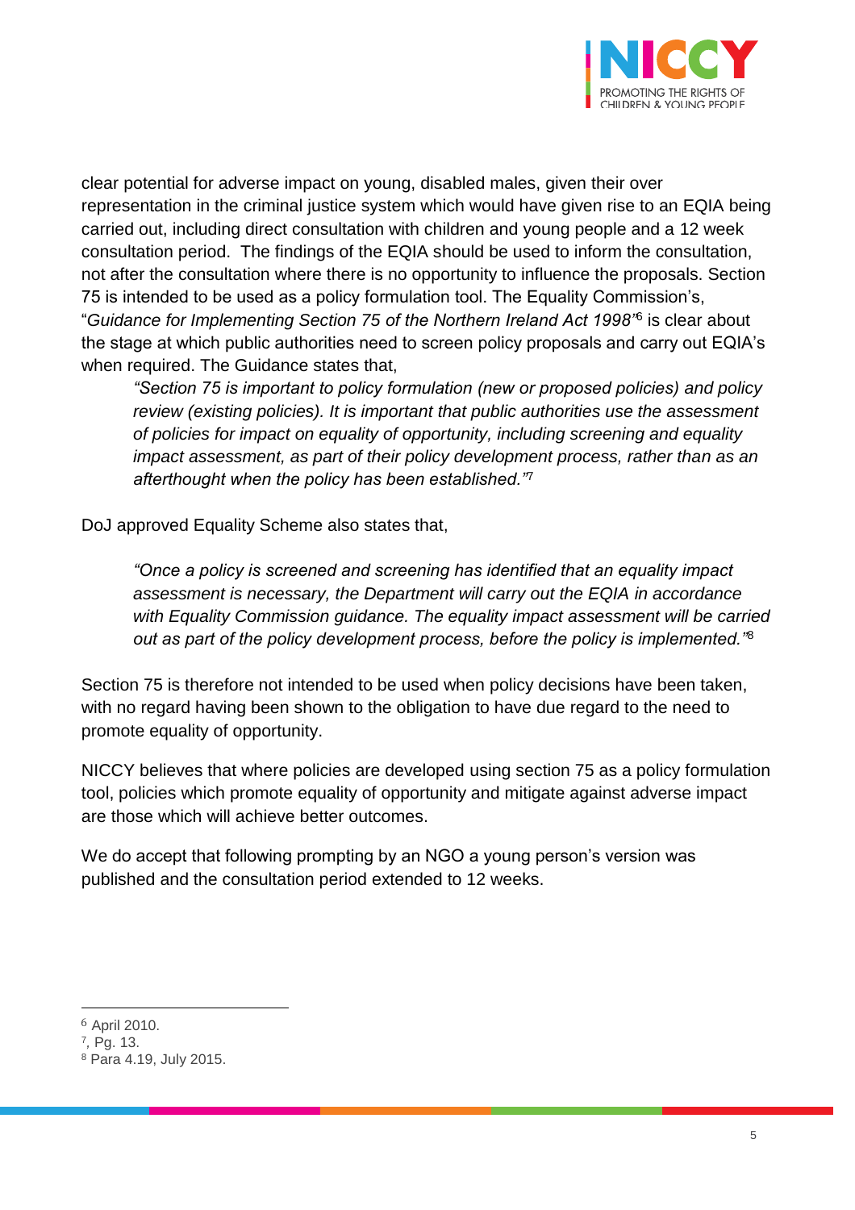clear potential for adverse impact on young, disabled males, given their over representation in the criminal justice system which would have given rise to an EQIA being carried out, including direct consultation with children and young people and a 12 week consultation period. The findings of the EQIA should be used to inform the consultation, not after the consultation where there is no opportunity to influence the proposals. Section 75 is intended to be used as a policy formulation tool. The Equality Commission's, "*Guidance for Implementing Section 75 of the Northern Ireland Act 1998*"[6] is clear about the stage at which public authorities need to screen policy proposals and carry out EQIA's when required. The Guidance states that,

> *"Section 75 is important to policy formulation (new or proposed policies) and policy review (existing policies). It is important that public authorities use the assessment of policies for impact on equality of opportunity, including screening and equality impact assessment, as part of their policy development process, rather than as an afterthought when the policy has been established."*[7]

DoJ approved Equality Scheme also states that,

> *"Once a policy is screened and screening has identified that an equality impact assessment is necessary, the Department will carry out the EQIA in accordance with Equality Commission guidance. The equality impact assessment will be carried out as part of the policy development process, before the policy is implemented."*[8]

Section 75 is therefore not intended to be used when policy decisions have been taken, with no regard having been shown to the obligation to have due regard to the need to promote equality of opportunity.

NICCY believes that where policies are developed using section 75 as a policy formulation tool, policies which promote equality of opportunity and mitigate against adverse impact are those which will achieve better outcomes.

We do accept that following prompting by an NGO a young person's version was published and the consultation period extended to 12 weeks.

---

[6] April 2010.

[7], Pg. 13.

[8] Para 4.19, July 2015.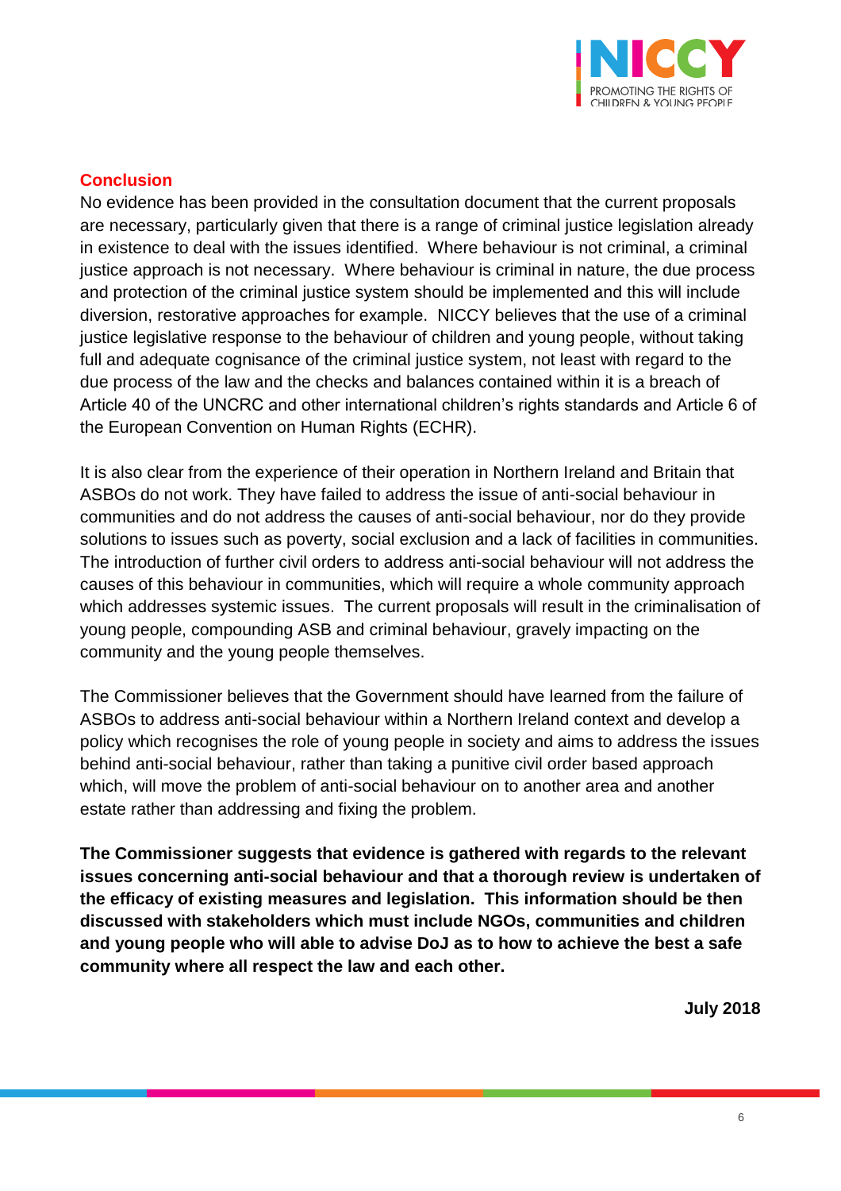## Conclusion

No evidence has been provided in the consultation document that the current proposals are necessary, particularly given that there is a range of criminal justice legislation already in existence to deal with the issues identified. Where behaviour is not criminal, a criminal justice approach is not necessary. Where behaviour is criminal in nature, the due process and protection of the criminal justice system should be implemented and this will include diversion, restorative approaches for example. NICCY believes that the use of a criminal justice legislative response to the behaviour of children and young people, without taking full and adequate cognisance of the criminal justice system, not least with regard to the due process of the law and the checks and balances contained within it is a breach of Article 40 of the UNCRC and other international children's rights standards and Article 6 of the European Convention on Human Rights (ECHR).

It is also clear from the experience of their operation in Northern Ireland and Britain that ASBOs do not work. They have failed to address the issue of anti-social behaviour in communities and do not address the causes of anti-social behaviour, nor do they provide solutions to issues such as poverty, social exclusion and a lack of facilities in communities. The introduction of further civil orders to address anti-social behaviour will not address the causes of this behaviour in communities, which will require a whole community approach which addresses systemic issues. The current proposals will result in the criminalisation of young people, compounding ASB and criminal behaviour, gravely impacting on the community and the young people themselves.

The Commissioner believes that the Government should have learned from the failure of ASBOs to address anti-social behaviour within a Northern Ireland context and develop a policy which recognises the role of young people in society and aims to address the issues behind anti-social behaviour, rather than taking a punitive civil order based approach which, will move the problem of anti-social behaviour on to another area and another estate rather than addressing and fixing the problem.

**The Commissioner suggests that evidence is gathered with regards to the relevant issues concerning anti-social behaviour and that a thorough review is undertaken of the efficacy of existing measures and legislation. This information should be then discussed with stakeholders which must include NGOs, communities and children and young people who will able to advise DoJ as to how to achieve the best a safe community where all respect the law and each other.**

**July 2018**